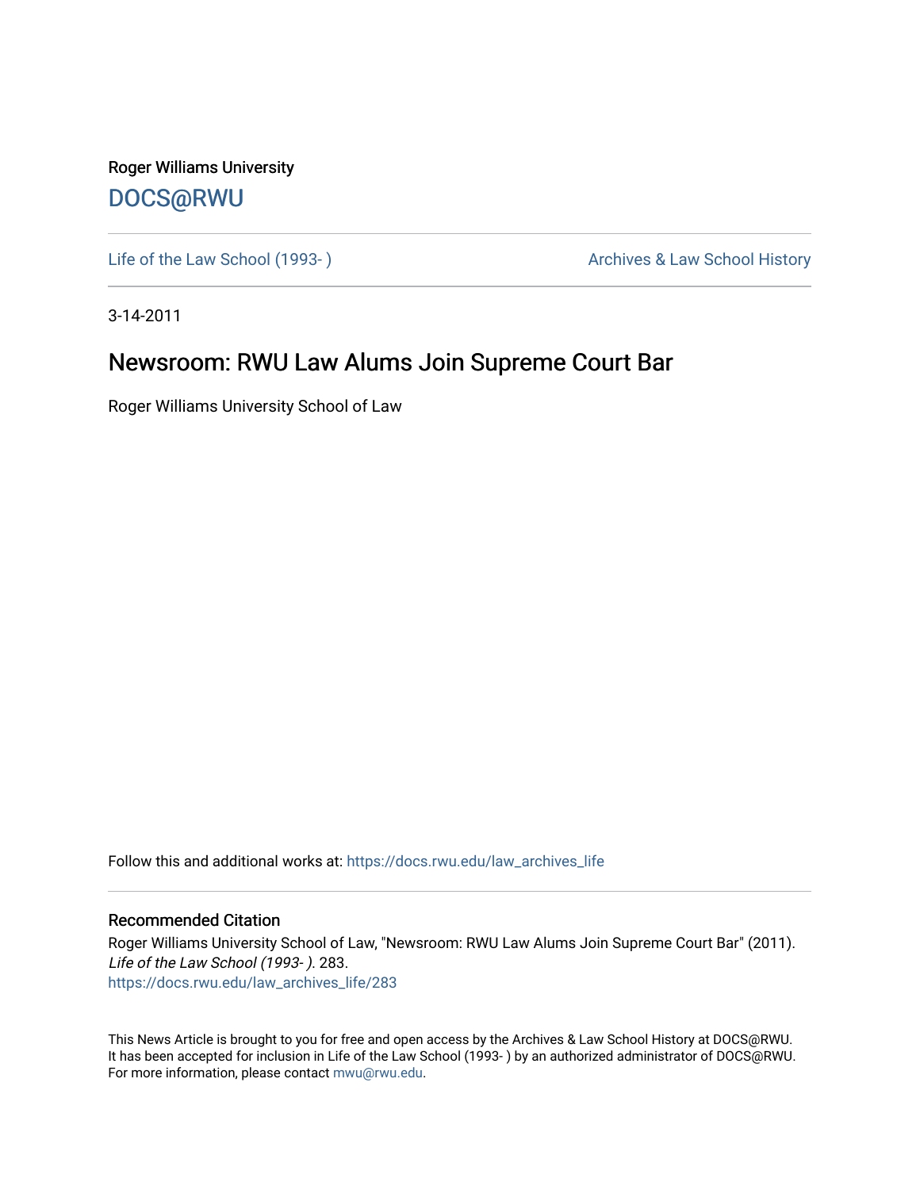Roger Williams University

DOCS@RWU

Life of the Law School (1993- )

Archives & Law School History

3-14-2011

# Newsroom: RWU Law Alums Join Supreme Court Bar

Roger Williams University School of Law

Follow this and additional works at: https://docs.rwu.edu/law_archives_life

## Recommended Citation

Roger Williams University School of Law, "Newsroom: RWU Law Alums Join Supreme Court Bar" (2011). *Life of the Law School (1993- )*. 283.
https://docs.rwu.edu/law_archives_life/283

This News Article is brought to you for free and open access by the Archives & Law School History at DOCS@RWU. It has been accepted for inclusion in Life of the Law School (1993- ) by an authorized administrator of DOCS@RWU. For more information, please contact mwu@rwu.edu.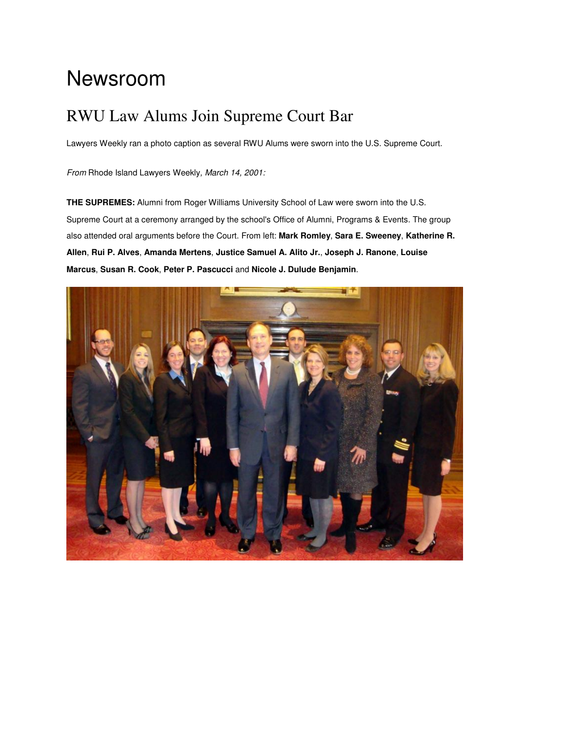# Newsroom

## RWU Law Alums Join Supreme Court Bar

Lawyers Weekly ran a photo caption as several RWU Alums were sworn into the U.S. Supreme Court.

*From* Rhode Island Lawyers Weekly*, March 14, 2001:*

**THE SUPREMES:** Alumni from Roger Williams University School of Law were sworn into the U.S. Supreme Court at a ceremony arranged by the school's Office of Alumni, Programs & Events. The group also attended oral arguments before the Court. From left: **Mark Romley**, **Sara E. Sweeney**, **Katherine R. Allen**, **Rui P. Alves**, **Amanda Mertens**, **Justice Samuel A. Alito Jr.**, **Joseph J. Ranone**, **Louise Marcus**, **Susan R. Cook**, **Peter P. Pascucci** and **Nicole J. Dulude Benjamin**.